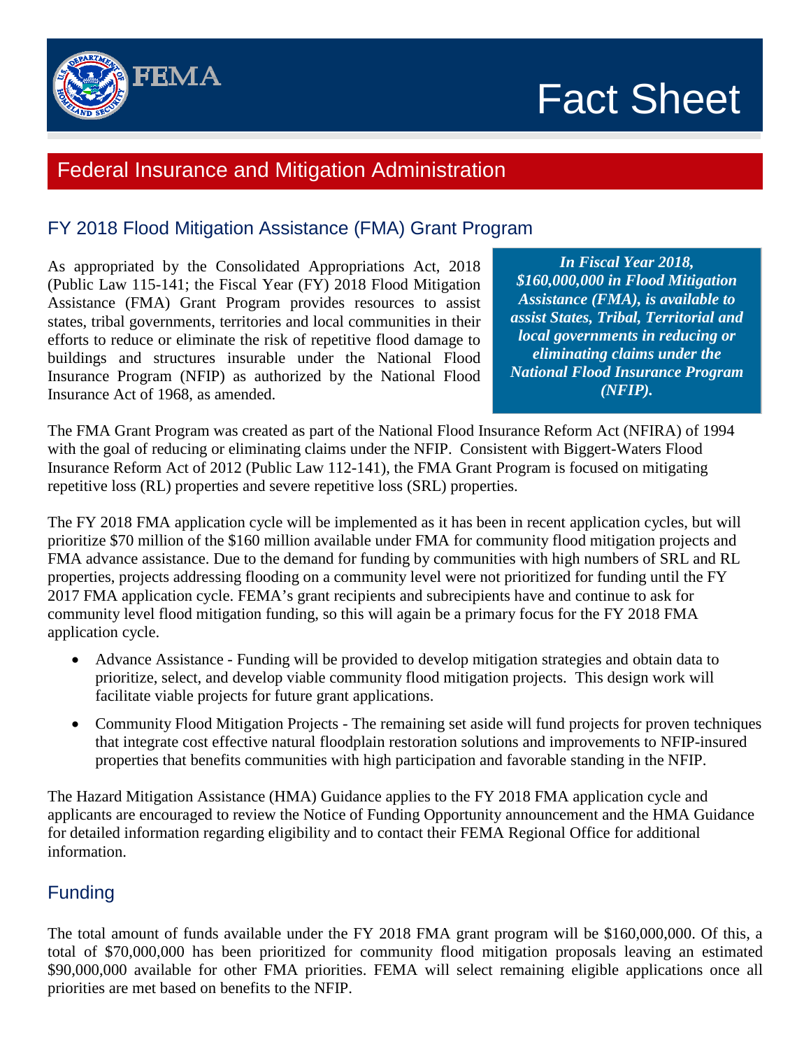# Fact Sheet

## Federal Insurance and Mitigation Administration

### FY 2018 Flood Mitigation Assistance (FMA) Grant Program

As appropriated by the Consolidated Appropriations Act, 2018 (Public Law 115-141; the Fiscal Year (FY) 2018 Flood Mitigation Assistance (FMA) Grant Program provides resources to assist states, tribal governments, territories and local communities in their efforts to reduce or eliminate the risk of repetitive flood damage to buildings and structures insurable under the National Flood Insurance Program (NFIP) as authorized by the National Flood Insurance Act of 1968, as amended.

***In Fiscal Year 2018, $160,000,000 in Flood Mitigation Assistance (FMA), is available to assist States, Tribal, Territorial and local governments in reducing or eliminating claims under the National Flood Insurance Program (NFIP).***

The FMA Grant Program was created as part of the National Flood Insurance Reform Act (NFIRA) of 1994 with the goal of reducing or eliminating claims under the NFIP. Consistent with Biggert-Waters Flood Insurance Reform Act of 2012 (Public Law 112-141), the FMA Grant Program is focused on mitigating repetitive loss (RL) properties and severe repetitive loss (SRL) properties.

The FY 2018 FMA application cycle will be implemented as it has been in recent application cycles, but will prioritize $70 million of the $160 million available under FMA for community flood mitigation projects and FMA advance assistance. Due to the demand for funding by communities with high numbers of SRL and RL properties, projects addressing flooding on a community level were not prioritized for funding until the FY 2017 FMA application cycle. FEMA's grant recipients and subrecipients have and continue to ask for community level flood mitigation funding, so this will again be a primary focus for the FY 2018 FMA application cycle.

- Advance Assistance - Funding will be provided to develop mitigation strategies and obtain data to prioritize, select, and develop viable community flood mitigation projects. This design work will facilitate viable projects for future grant applications.
- Community Flood Mitigation Projects - The remaining set aside will fund projects for proven techniques that integrate cost effective natural floodplain restoration solutions and improvements to NFIP-insured properties that benefits communities with high participation and favorable standing in the NFIP.

The Hazard Mitigation Assistance (HMA) Guidance applies to the FY 2018 FMA application cycle and applicants are encouraged to review the Notice of Funding Opportunity announcement and the HMA Guidance for detailed information regarding eligibility and to contact their FEMA Regional Office for additional information.

### Funding

The total amount of funds available under the FY 2018 FMA grant program will be $160,000,000. Of this, a total of $70,000,000 has been prioritized for community flood mitigation proposals leaving an estimated $90,000,000 available for other FMA priorities. FEMA will select remaining eligible applications once all priorities are met based on benefits to the NFIP.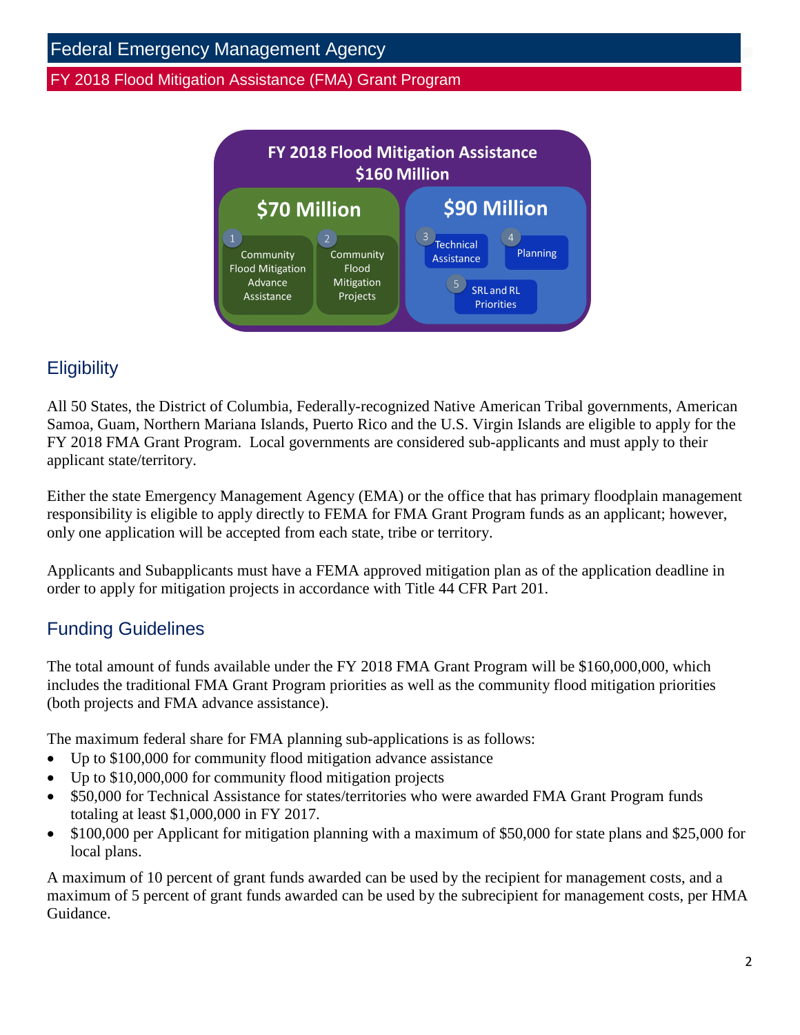**FY 2018 Flood Mitigation Assistance**
**$160 Million**

**$70 Million**
1. Community Flood Mitigation Advance Assistance
2. Community Flood Mitigation Projects

**$90 Million**
3. Technical Assistance
4. Planning
5. SRL and RL Priorities

## Eligibility

All 50 States, the District of Columbia, Federally-recognized Native American Tribal governments, American Samoa, Guam, Northern Mariana Islands, Puerto Rico and the U.S. Virgin Islands are eligible to apply for the FY 2018 FMA Grant Program. Local governments are considered sub-applicants and must apply to their applicant state/territory.

Either the state Emergency Management Agency (EMA) or the office that has primary floodplain management responsibility is eligible to apply directly to FEMA for FMA Grant Program funds as an applicant; however, only one application will be accepted from each state, tribe or territory.

Applicants and Subapplicants must have a FEMA approved mitigation plan as of the application deadline in order to apply for mitigation projects in accordance with Title 44 CFR Part 201.

## Funding Guidelines

The total amount of funds available under the FY 2018 FMA Grant Program will be $160,000,000, which includes the traditional FMA Grant Program priorities as well as the community flood mitigation priorities (both projects and FMA advance assistance).

The maximum federal share for FMA planning sub-applications is as follows:

- Up to $100,000 for community flood mitigation advance assistance
- Up to $10,000,000 for community flood mitigation projects
- $50,000 for Technical Assistance for states/territories who were awarded FMA Grant Program funds totaling at least $1,000,000 in FY 2017.
- $100,000 per Applicant for mitigation planning with a maximum of $50,000 for state plans and $25,000 for local plans.

A maximum of 10 percent of grant funds awarded can be used by the recipient for management costs, and a maximum of 5 percent of grant funds awarded can be used by the subrecipient for management costs, per HMA Guidance.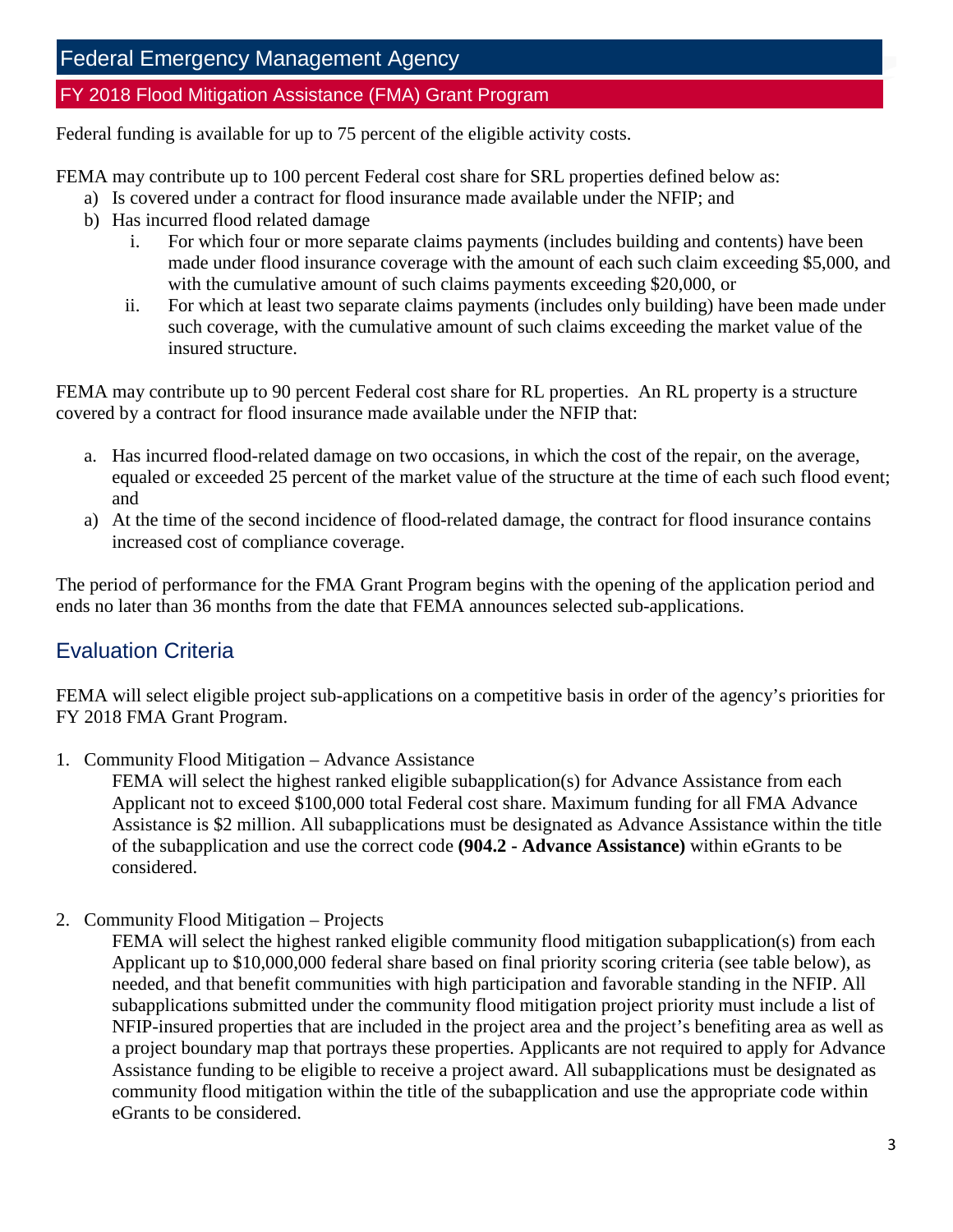Federal funding is available for up to 75 percent of the eligible activity costs.

FEMA may contribute up to 100 percent Federal cost share for SRL properties defined below as:

a) Is covered under a contract for flood insurance made available under the NFIP; and
b) Has incurred flood related damage
   i. For which four or more separate claims payments (includes building and contents) have been made under flood insurance coverage with the amount of each such claim exceeding $5,000, and with the cumulative amount of such claims payments exceeding $20,000, or
   ii. For which at least two separate claims payments (includes only building) have been made under such coverage, with the cumulative amount of such claims exceeding the market value of the insured structure.

FEMA may contribute up to 90 percent Federal cost share for RL properties. An RL property is a structure covered by a contract for flood insurance made available under the NFIP that:

a. Has incurred flood-related damage on two occasions, in which the cost of the repair, on the average, equaled or exceeded 25 percent of the market value of the structure at the time of each such flood event; and
a) At the time of the second incidence of flood-related damage, the contract for flood insurance contains increased cost of compliance coverage.

The period of performance for the FMA Grant Program begins with the opening of the application period and ends no later than 36 months from the date that FEMA announces selected sub-applications.

## Evaluation Criteria

FEMA will select eligible project sub-applications on a competitive basis in order of the agency's priorities for FY 2018 FMA Grant Program.

1. Community Flood Mitigation – Advance Assistance

   FEMA will select the highest ranked eligible subapplication(s) for Advance Assistance from each Applicant not to exceed $100,000 total Federal cost share. Maximum funding for all FMA Advance Assistance is $2 million. All subapplications must be designated as Advance Assistance within the title of the subapplication and use the correct code **(904.2 - Advance Assistance)** within eGrants to be considered.

2. Community Flood Mitigation – Projects

   FEMA will select the highest ranked eligible community flood mitigation subapplication(s) from each Applicant up to $10,000,000 federal share based on final priority scoring criteria (see table below), as needed, and that benefit communities with high participation and favorable standing in the NFIP. All subapplications submitted under the community flood mitigation project priority must include a list of NFIP-insured properties that are included in the project area and the project's benefiting area as well as a project boundary map that portrays these properties. Applicants are not required to apply for Advance Assistance funding to be eligible to receive a project award. All subapplications must be designated as community flood mitigation within the title of the subapplication and use the appropriate code within eGrants to be considered.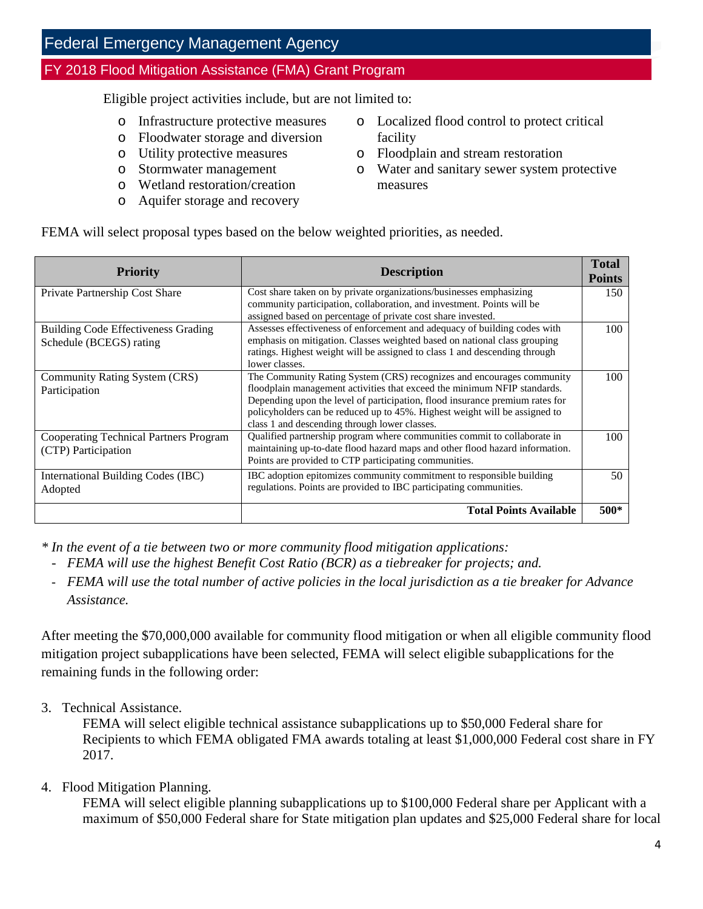Eligible project activities include, but are not limited to:

- Infrastructure protective measures
- Floodwater storage and diversion
- Utility protective measures
- Stormwater management
- Wetland restoration/creation
- Aquifer storage and recovery
- Localized flood control to protect critical facility
- Floodplain and stream restoration
- Water and sanitary sewer system protective measures

FEMA will select proposal types based on the below weighted priorities, as needed.

| Priority | Description | Total Points |
|---|---|---|
| Private Partnership Cost Share | Cost share taken on by private organizations/businesses emphasizing community participation, collaboration, and investment. Points will be assigned based on percentage of private cost share invested. | 150 |
| Building Code Effectiveness Grading Schedule (BCEGS) rating | Assesses effectiveness of enforcement and adequacy of building codes with emphasis on mitigation. Classes weighted based on national class grouping ratings. Highest weight will be assigned to class 1 and descending through lower classes. | 100 |
| Community Rating System (CRS) Participation | The Community Rating System (CRS) recognizes and encourages community floodplain management activities that exceed the minimum NFIP standards. Depending upon the level of participation, flood insurance premium rates for policyholders can be reduced up to 45%. Highest weight will be assigned to class 1 and descending through lower classes. | 100 |
| Cooperating Technical Partners Program (CTP) Participation | Qualified partnership program where communities commit to collaborate in maintaining up-to-date flood hazard maps and other flood hazard information. Points are provided to CTP participating communities. | 100 |
| International Building Codes (IBC) Adopted | IBC adoption epitomizes community commitment to responsible building regulations. Points are provided to IBC participating communities. | 50 |
| | **Total Points Available** | **500*** |

*\* In the event of a tie between two or more community flood mitigation applications:*

- *FEMA will use the highest Benefit Cost Ratio (BCR) as a tiebreaker for projects; and.*
- *FEMA will use the total number of active policies in the local jurisdiction as a tie breaker for Advance Assistance.*

After meeting the $70,000,000 available for community flood mitigation or when all eligible community flood mitigation project subapplications have been selected, FEMA will select eligible subapplications for the remaining funds in the following order:

3. Technical Assistance.
   FEMA will select eligible technical assistance subapplications up to $50,000 Federal share for Recipients to which FEMA obligated FMA awards totaling at least $1,000,000 Federal cost share in FY 2017.

4. Flood Mitigation Planning.
   FEMA will select eligible planning subapplications up to $100,000 Federal share per Applicant with a maximum of $50,000 Federal share for State mitigation plan updates and $25,000 Federal share for local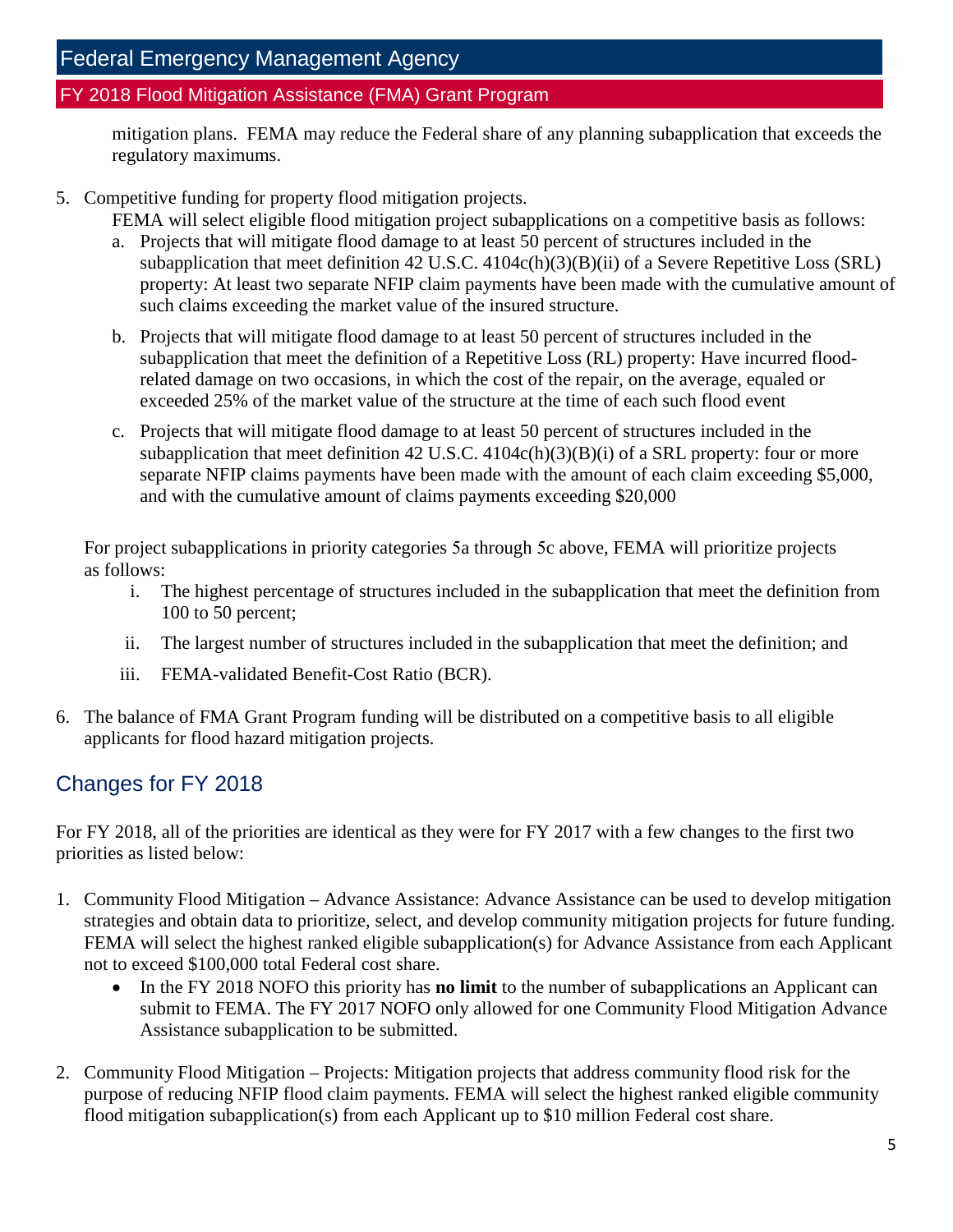mitigation plans. FEMA may reduce the Federal share of any planning subapplication that exceeds the regulatory maximums.

5. Competitive funding for property flood mitigation projects.
   FEMA will select eligible flood mitigation project subapplications on a competitive basis as follows:
   a. Projects that will mitigate flood damage to at least 50 percent of structures included in the subapplication that meet definition 42 U.S.C. 4104c(h)(3)(B)(ii) of a Severe Repetitive Loss (SRL) property: At least two separate NFIP claim payments have been made with the cumulative amount of such claims exceeding the market value of the insured structure.
   b. Projects that will mitigate flood damage to at least 50 percent of structures included in the subapplication that meet the definition of a Repetitive Loss (RL) property: Have incurred flood-related damage on two occasions, in which the cost of the repair, on the average, equaled or exceeded 25% of the market value of the structure at the time of each such flood event
   c. Projects that will mitigate flood damage to at least 50 percent of structures included in the subapplication that meet definition 42 U.S.C. 4104c(h)(3)(B)(i) of a SRL property: four or more separate NFIP claims payments have been made with the amount of each claim exceeding $5,000, and with the cumulative amount of claims payments exceeding $20,000

   For project subapplications in priority categories 5a through 5c above, FEMA will prioritize projects as follows:
   i. The highest percentage of structures included in the subapplication that meet the definition from 100 to 50 percent;
   ii. The largest number of structures included in the subapplication that meet the definition; and
   iii. FEMA-validated Benefit-Cost Ratio (BCR).

6. The balance of FMA Grant Program funding will be distributed on a competitive basis to all eligible applicants for flood hazard mitigation projects.

## Changes for FY 2018

For FY 2018, all of the priorities are identical as they were for FY 2017 with a few changes to the first two priorities as listed below:

1. Community Flood Mitigation – Advance Assistance: Advance Assistance can be used to develop mitigation strategies and obtain data to prioritize, select, and develop community mitigation projects for future funding. FEMA will select the highest ranked eligible subapplication(s) for Advance Assistance from each Applicant not to exceed $100,000 total Federal cost share.
   - In the FY 2018 NOFO this priority has **no limit** to the number of subapplications an Applicant can submit to FEMA. The FY 2017 NOFO only allowed for one Community Flood Mitigation Advance Assistance subapplication to be submitted.

2. Community Flood Mitigation – Projects: Mitigation projects that address community flood risk for the purpose of reducing NFIP flood claim payments. FEMA will select the highest ranked eligible community flood mitigation subapplication(s) from each Applicant up to $10 million Federal cost share.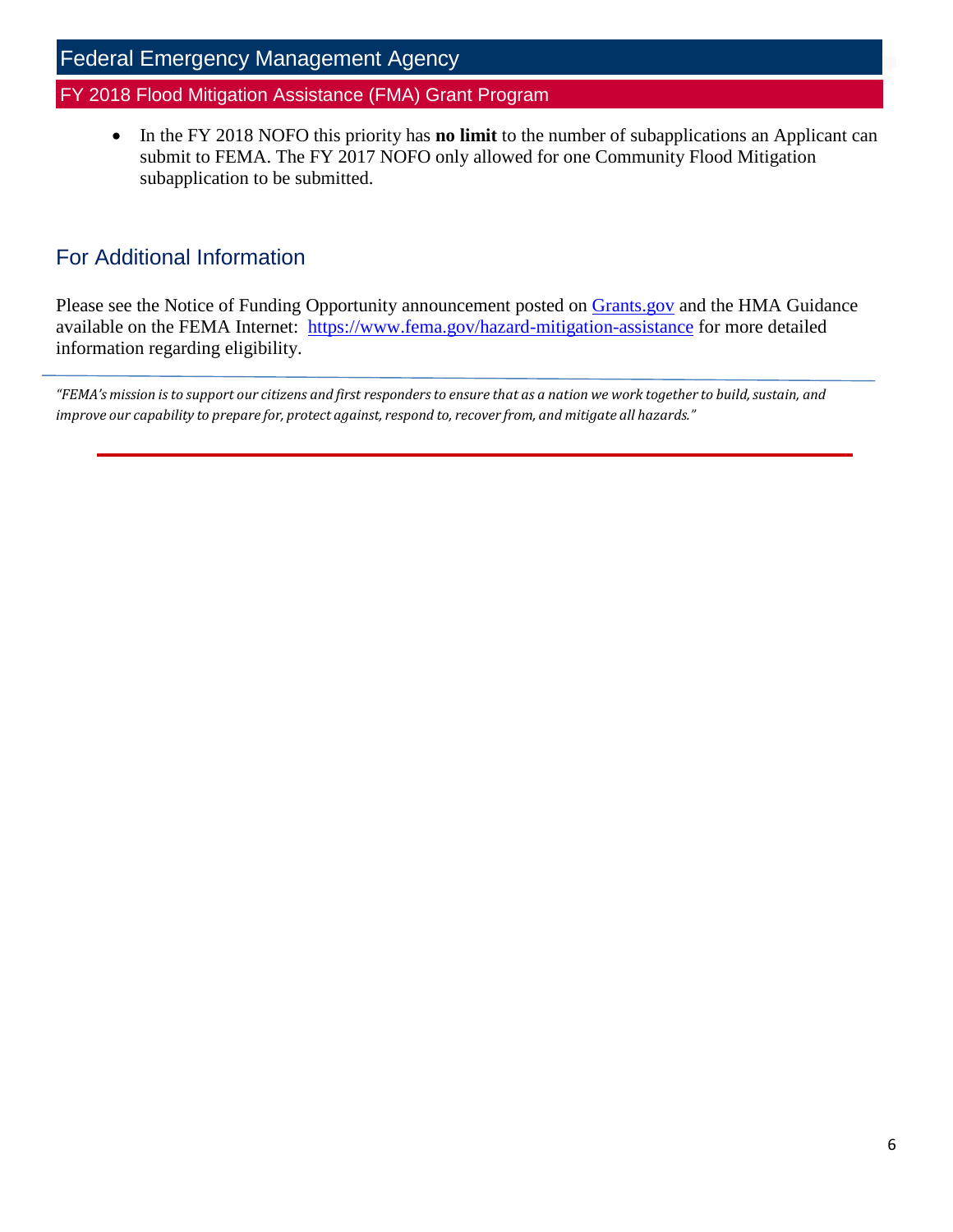- In the FY 2018 NOFO this priority has **no limit** to the number of subapplications an Applicant can submit to FEMA. The FY 2017 NOFO only allowed for one Community Flood Mitigation subapplication to be submitted.

## For Additional Information

Please see the Notice of Funding Opportunity announcement posted on [Grants.gov](https://www.grants.gov) and the HMA Guidance available on the FEMA Internet: [https://www.fema.gov/hazard-mitigation-assistance](https://www.fema.gov/hazard-mitigation-assistance) for more detailed information regarding eligibility.

---

*"FEMA's mission is to support our citizens and first responders to ensure that as a nation we work together to build, sustain, and improve our capability to prepare for, protect against, respond to, recover from, and mitigate all hazards."*